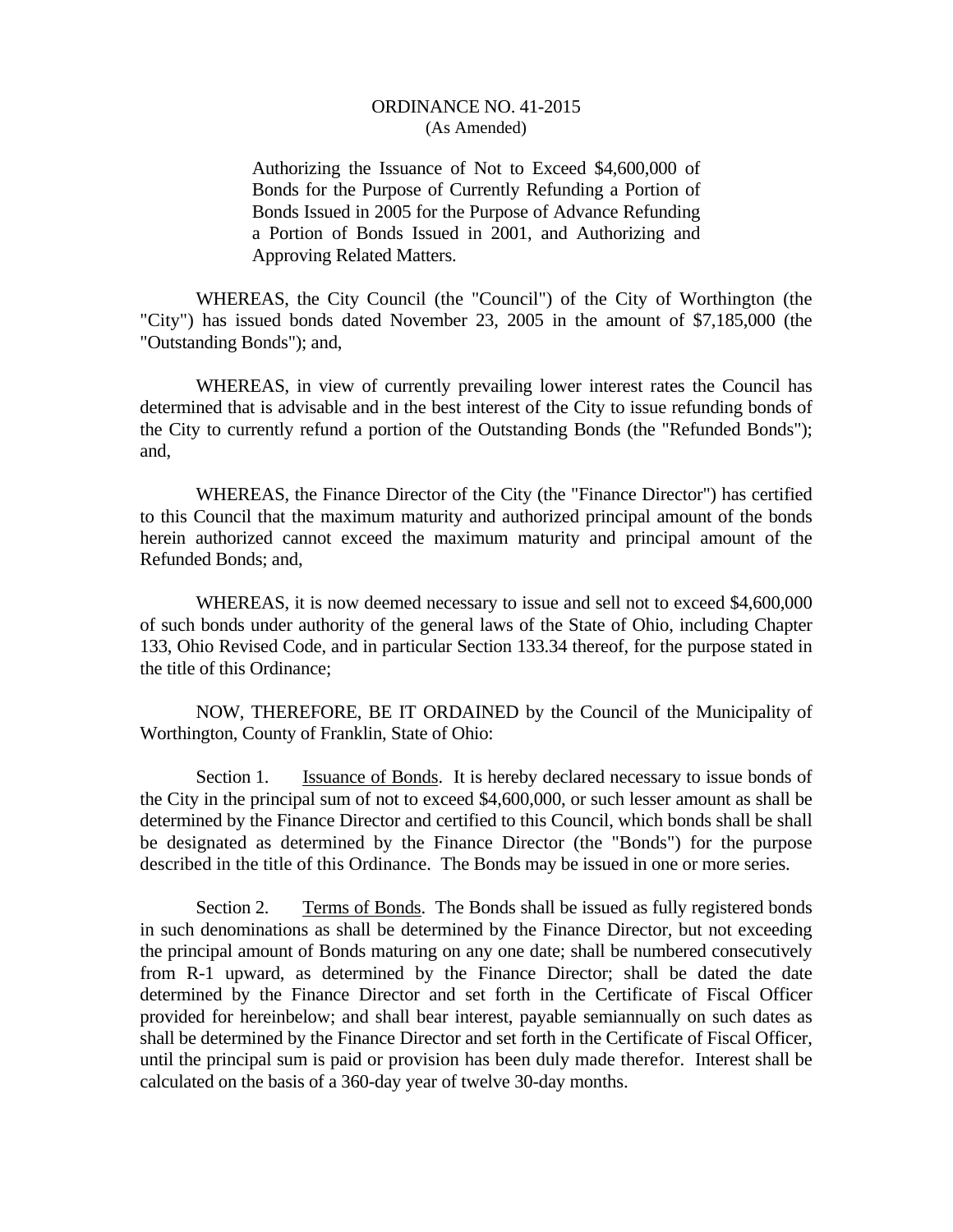# ORDINANCE NO. 41-2015
(As Amended)

Authorizing the Issuance of Not to Exceed $4,600,000 of Bonds for the Purpose of Currently Refunding a Portion of Bonds Issued in 2005 for the Purpose of Advance Refunding a Portion of Bonds Issued in 2001, and Authorizing and Approving Related Matters.

WHEREAS, the City Council (the "Council") of the City of Worthington (the "City") has issued bonds dated November 23, 2005 in the amount of $7,185,000 (the "Outstanding Bonds"); and,

WHEREAS, in view of currently prevailing lower interest rates the Council has determined that is advisable and in the best interest of the City to issue refunding bonds of the City to currently refund a portion of the Outstanding Bonds (the "Refunded Bonds"); and,

WHEREAS, the Finance Director of the City (the "Finance Director") has certified to this Council that the maximum maturity and authorized principal amount of the bonds herein authorized cannot exceed the maximum maturity and principal amount of the Refunded Bonds; and,

WHEREAS, it is now deemed necessary to issue and sell not to exceed $4,600,000 of such bonds under authority of the general laws of the State of Ohio, including Chapter 133, Ohio Revised Code, and in particular Section 133.34 thereof, for the purpose stated in the title of this Ordinance;

NOW, THEREFORE, BE IT ORDAINED by the Council of the Municipality of Worthington, County of Franklin, State of Ohio:

Section 1. Issuance of Bonds. It is hereby declared necessary to issue bonds of the City in the principal sum of not to exceed $4,600,000, or such lesser amount as shall be determined by the Finance Director and certified to this Council, which bonds shall be shall be designated as determined by the Finance Director (the "Bonds") for the purpose described in the title of this Ordinance. The Bonds may be issued in one or more series.

Section 2. Terms of Bonds. The Bonds shall be issued as fully registered bonds in such denominations as shall be determined by the Finance Director, but not exceeding the principal amount of Bonds maturing on any one date; shall be numbered consecutively from R-1 upward, as determined by the Finance Director; shall be dated the date determined by the Finance Director and set forth in the Certificate of Fiscal Officer provided for hereinbelow; and shall bear interest, payable semiannually on such dates as shall be determined by the Finance Director and set forth in the Certificate of Fiscal Officer, until the principal sum is paid or provision has been duly made therefor. Interest shall be calculated on the basis of a 360-day year of twelve 30-day months.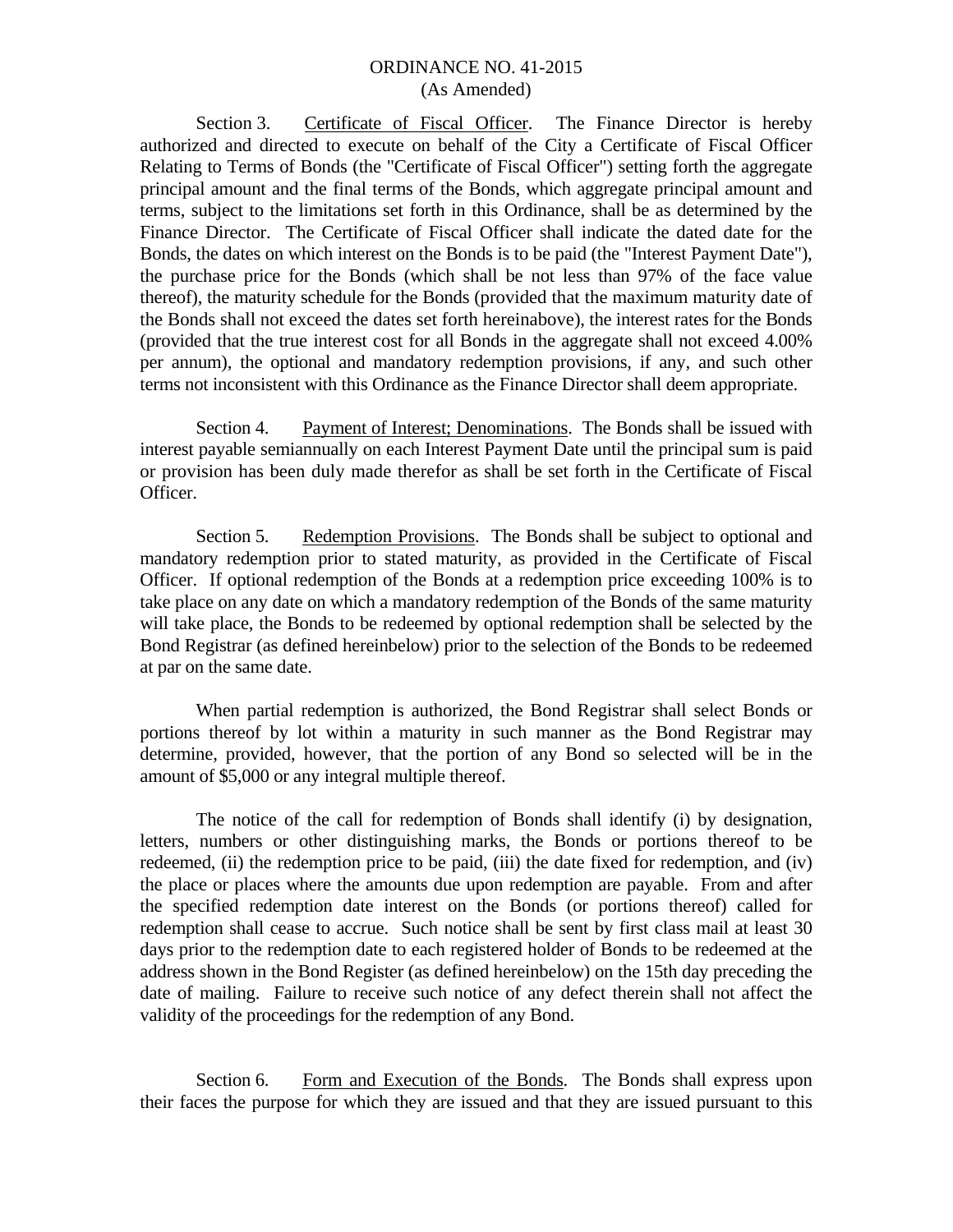ORDINANCE NO. 41-2015
(As Amended)

Section 3. Certificate of Fiscal Officer. The Finance Director is hereby authorized and directed to execute on behalf of the City a Certificate of Fiscal Officer Relating to Terms of Bonds (the "Certificate of Fiscal Officer") setting forth the aggregate principal amount and the final terms of the Bonds, which aggregate principal amount and terms, subject to the limitations set forth in this Ordinance, shall be as determined by the Finance Director. The Certificate of Fiscal Officer shall indicate the dated date for the Bonds, the dates on which interest on the Bonds is to be paid (the "Interest Payment Date"), the purchase price for the Bonds (which shall be not less than 97% of the face value thereof), the maturity schedule for the Bonds (provided that the maximum maturity date of the Bonds shall not exceed the dates set forth hereinabove), the interest rates for the Bonds (provided that the true interest cost for all Bonds in the aggregate shall not exceed 4.00% per annum), the optional and mandatory redemption provisions, if any, and such other terms not inconsistent with this Ordinance as the Finance Director shall deem appropriate.

Section 4. Payment of Interest; Denominations. The Bonds shall be issued with interest payable semiannually on each Interest Payment Date until the principal sum is paid or provision has been duly made therefor as shall be set forth in the Certificate of Fiscal Officer.

Section 5. Redemption Provisions. The Bonds shall be subject to optional and mandatory redemption prior to stated maturity, as provided in the Certificate of Fiscal Officer. If optional redemption of the Bonds at a redemption price exceeding 100% is to take place on any date on which a mandatory redemption of the Bonds of the same maturity will take place, the Bonds to be redeemed by optional redemption shall be selected by the Bond Registrar (as defined hereinbelow) prior to the selection of the Bonds to be redeemed at par on the same date.

When partial redemption is authorized, the Bond Registrar shall select Bonds or portions thereof by lot within a maturity in such manner as the Bond Registrar may determine, provided, however, that the portion of any Bond so selected will be in the amount of $5,000 or any integral multiple thereof.

The notice of the call for redemption of Bonds shall identify (i) by designation, letters, numbers or other distinguishing marks, the Bonds or portions thereof to be redeemed, (ii) the redemption price to be paid, (iii) the date fixed for redemption, and (iv) the place or places where the amounts due upon redemption are payable. From and after the specified redemption date interest on the Bonds (or portions thereof) called for redemption shall cease to accrue. Such notice shall be sent by first class mail at least 30 days prior to the redemption date to each registered holder of Bonds to be redeemed at the address shown in the Bond Register (as defined hereinbelow) on the 15th day preceding the date of mailing. Failure to receive such notice of any defect therein shall not affect the validity of the proceedings for the redemption of any Bond.

Section 6. Form and Execution of the Bonds. The Bonds shall express upon their faces the purpose for which they are issued and that they are issued pursuant to this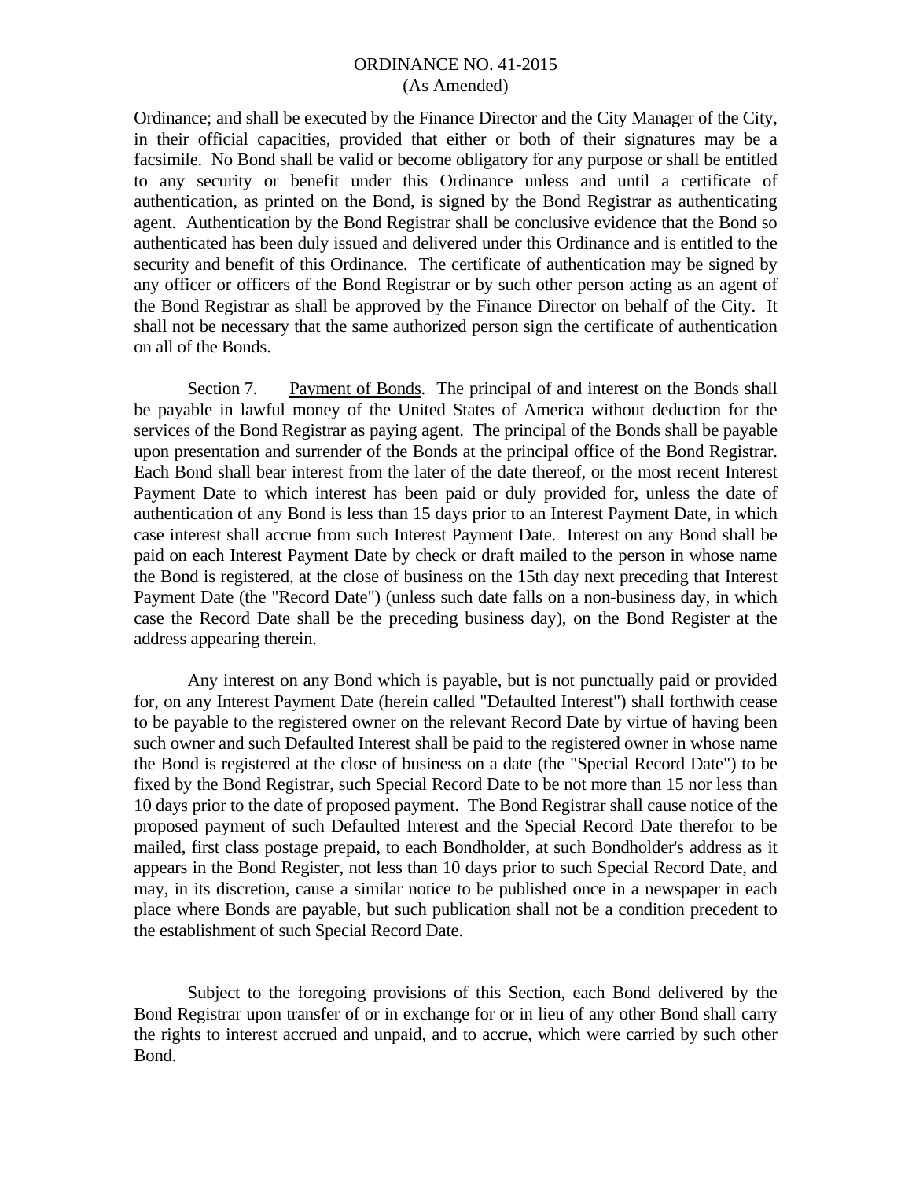Ordinance; and shall be executed by the Finance Director and the City Manager of the City, in their official capacities, provided that either or both of their signatures may be a facsimile. No Bond shall be valid or become obligatory for any purpose or shall be entitled to any security or benefit under this Ordinance unless and until a certificate of authentication, as printed on the Bond, is signed by the Bond Registrar as authenticating agent. Authentication by the Bond Registrar shall be conclusive evidence that the Bond so authenticated has been duly issued and delivered under this Ordinance and is entitled to the security and benefit of this Ordinance. The certificate of authentication may be signed by any officer or officers of the Bond Registrar or by such other person acting as an agent of the Bond Registrar as shall be approved by the Finance Director on behalf of the City. It shall not be necessary that the same authorized person sign the certificate of authentication on all of the Bonds.

Section 7. Payment of Bonds. The principal of and interest on the Bonds shall be payable in lawful money of the United States of America without deduction for the services of the Bond Registrar as paying agent. The principal of the Bonds shall be payable upon presentation and surrender of the Bonds at the principal office of the Bond Registrar. Each Bond shall bear interest from the later of the date thereof, or the most recent Interest Payment Date to which interest has been paid or duly provided for, unless the date of authentication of any Bond is less than 15 days prior to an Interest Payment Date, in which case interest shall accrue from such Interest Payment Date. Interest on any Bond shall be paid on each Interest Payment Date by check or draft mailed to the person in whose name the Bond is registered, at the close of business on the 15th day next preceding that Interest Payment Date (the "Record Date") (unless such date falls on a non-business day, in which case the Record Date shall be the preceding business day), on the Bond Register at the address appearing therein.

Any interest on any Bond which is payable, but is not punctually paid or provided for, on any Interest Payment Date (herein called "Defaulted Interest") shall forthwith cease to be payable to the registered owner on the relevant Record Date by virtue of having been such owner and such Defaulted Interest shall be paid to the registered owner in whose name the Bond is registered at the close of business on a date (the "Special Record Date") to be fixed by the Bond Registrar, such Special Record Date to be not more than 15 nor less than 10 days prior to the date of proposed payment. The Bond Registrar shall cause notice of the proposed payment of such Defaulted Interest and the Special Record Date therefor to be mailed, first class postage prepaid, to each Bondholder, at such Bondholder's address as it appears in the Bond Register, not less than 10 days prior to such Special Record Date, and may, in its discretion, cause a similar notice to be published once in a newspaper in each place where Bonds are payable, but such publication shall not be a condition precedent to the establishment of such Special Record Date.

Subject to the foregoing provisions of this Section, each Bond delivered by the Bond Registrar upon transfer of or in exchange for or in lieu of any other Bond shall carry the rights to interest accrued and unpaid, and to accrue, which were carried by such other Bond.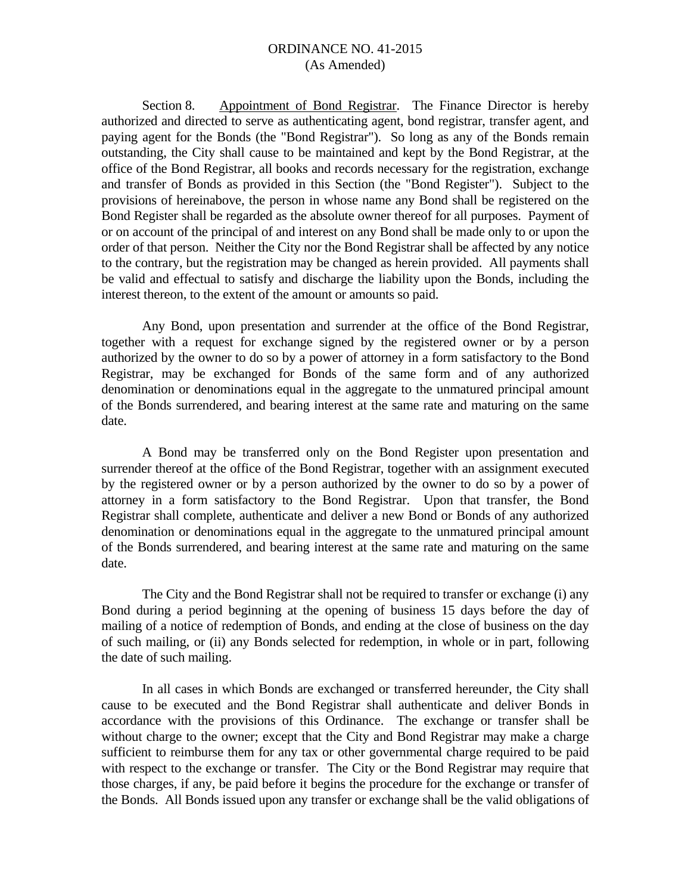Section 8. Appointment of Bond Registrar. The Finance Director is hereby authorized and directed to serve as authenticating agent, bond registrar, transfer agent, and paying agent for the Bonds (the "Bond Registrar"). So long as any of the Bonds remain outstanding, the City shall cause to be maintained and kept by the Bond Registrar, at the office of the Bond Registrar, all books and records necessary for the registration, exchange and transfer of Bonds as provided in this Section (the "Bond Register"). Subject to the provisions of hereinabove, the person in whose name any Bond shall be registered on the Bond Register shall be regarded as the absolute owner thereof for all purposes. Payment of or on account of the principal of and interest on any Bond shall be made only to or upon the order of that person. Neither the City nor the Bond Registrar shall be affected by any notice to the contrary, but the registration may be changed as herein provided. All payments shall be valid and effectual to satisfy and discharge the liability upon the Bonds, including the interest thereon, to the extent of the amount or amounts so paid.

Any Bond, upon presentation and surrender at the office of the Bond Registrar, together with a request for exchange signed by the registered owner or by a person authorized by the owner to do so by a power of attorney in a form satisfactory to the Bond Registrar, may be exchanged for Bonds of the same form and of any authorized denomination or denominations equal in the aggregate to the unmatured principal amount of the Bonds surrendered, and bearing interest at the same rate and maturing on the same date.

A Bond may be transferred only on the Bond Register upon presentation and surrender thereof at the office of the Bond Registrar, together with an assignment executed by the registered owner or by a person authorized by the owner to do so by a power of attorney in a form satisfactory to the Bond Registrar. Upon that transfer, the Bond Registrar shall complete, authenticate and deliver a new Bond or Bonds of any authorized denomination or denominations equal in the aggregate to the unmatured principal amount of the Bonds surrendered, and bearing interest at the same rate and maturing on the same date.

The City and the Bond Registrar shall not be required to transfer or exchange (i) any Bond during a period beginning at the opening of business 15 days before the day of mailing of a notice of redemption of Bonds, and ending at the close of business on the day of such mailing, or (ii) any Bonds selected for redemption, in whole or in part, following the date of such mailing.

In all cases in which Bonds are exchanged or transferred hereunder, the City shall cause to be executed and the Bond Registrar shall authenticate and deliver Bonds in accordance with the provisions of this Ordinance. The exchange or transfer shall be without charge to the owner; except that the City and Bond Registrar may make a charge sufficient to reimburse them for any tax or other governmental charge required to be paid with respect to the exchange or transfer. The City or the Bond Registrar may require that those charges, if any, be paid before it begins the procedure for the exchange or transfer of the Bonds. All Bonds issued upon any transfer or exchange shall be the valid obligations of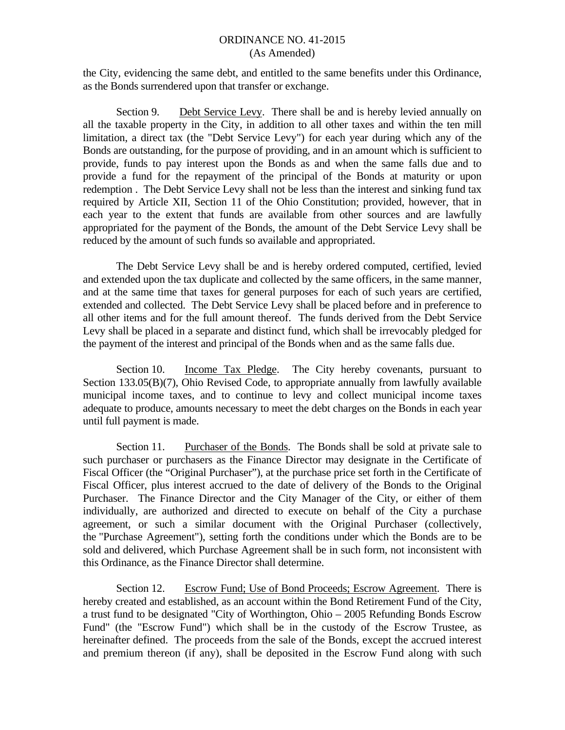the City, evidencing the same debt, and entitled to the same benefits under this Ordinance, as the Bonds surrendered upon that transfer or exchange.

Section 9. Debt Service Levy. There shall be and is hereby levied annually on all the taxable property in the City, in addition to all other taxes and within the ten mill limitation, a direct tax (the "Debt Service Levy") for each year during which any of the Bonds are outstanding, for the purpose of providing, and in an amount which is sufficient to provide, funds to pay interest upon the Bonds as and when the same falls due and to provide a fund for the repayment of the principal of the Bonds at maturity or upon redemption . The Debt Service Levy shall not be less than the interest and sinking fund tax required by Article XII, Section 11 of the Ohio Constitution; provided, however, that in each year to the extent that funds are available from other sources and are lawfully appropriated for the payment of the Bonds, the amount of the Debt Service Levy shall be reduced by the amount of such funds so available and appropriated.

The Debt Service Levy shall be and is hereby ordered computed, certified, levied and extended upon the tax duplicate and collected by the same officers, in the same manner, and at the same time that taxes for general purposes for each of such years are certified, extended and collected. The Debt Service Levy shall be placed before and in preference to all other items and for the full amount thereof. The funds derived from the Debt Service Levy shall be placed in a separate and distinct fund, which shall be irrevocably pledged for the payment of the interest and principal of the Bonds when and as the same falls due.

Section 10. Income Tax Pledge. The City hereby covenants, pursuant to Section 133.05(B)(7), Ohio Revised Code, to appropriate annually from lawfully available municipal income taxes, and to continue to levy and collect municipal income taxes adequate to produce, amounts necessary to meet the debt charges on the Bonds in each year until full payment is made.

Section 11. Purchaser of the Bonds. The Bonds shall be sold at private sale to such purchaser or purchasers as the Finance Director may designate in the Certificate of Fiscal Officer (the "Original Purchaser"), at the purchase price set forth in the Certificate of Fiscal Officer, plus interest accrued to the date of delivery of the Bonds to the Original Purchaser. The Finance Director and the City Manager of the City, or either of them individually, are authorized and directed to execute on behalf of the City a purchase agreement, or such a similar document with the Original Purchaser (collectively, the "Purchase Agreement"), setting forth the conditions under which the Bonds are to be sold and delivered, which Purchase Agreement shall be in such form, not inconsistent with this Ordinance, as the Finance Director shall determine.

Section 12. Escrow Fund; Use of Bond Proceeds; Escrow Agreement. There is hereby created and established, as an account within the Bond Retirement Fund of the City, a trust fund to be designated "City of Worthington, Ohio – 2005 Refunding Bonds Escrow Fund" (the "Escrow Fund") which shall be in the custody of the Escrow Trustee, as hereinafter defined. The proceeds from the sale of the Bonds, except the accrued interest and premium thereon (if any), shall be deposited in the Escrow Fund along with such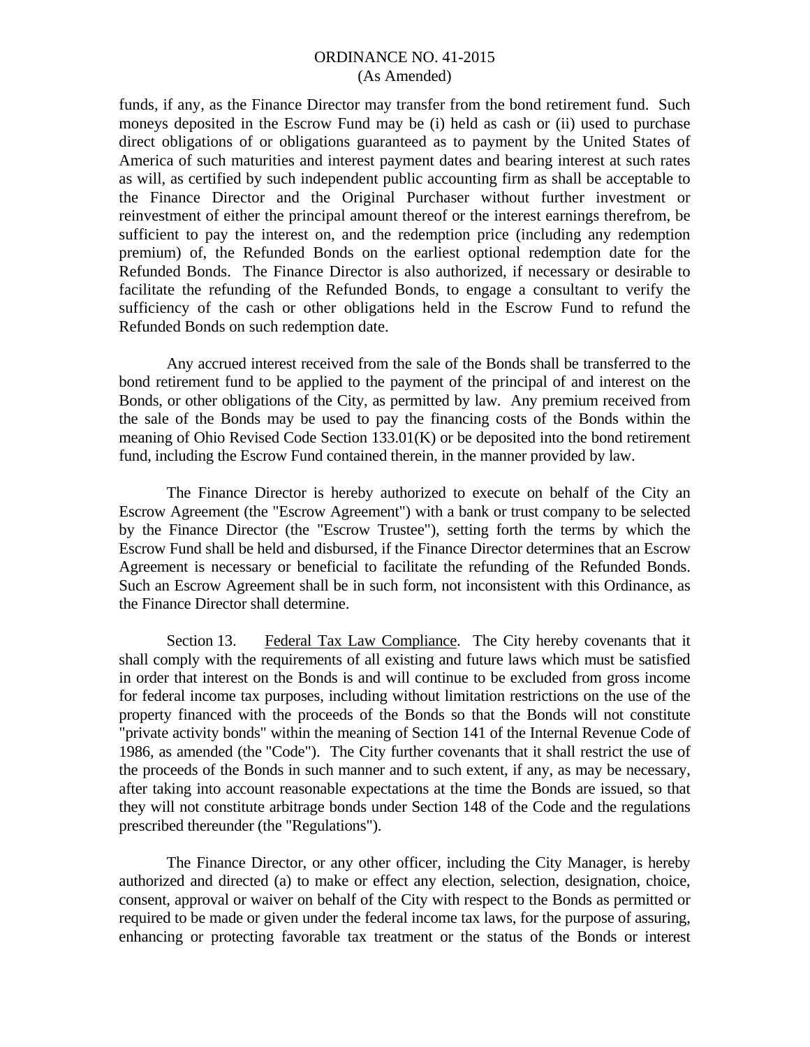funds, if any, as the Finance Director may transfer from the bond retirement fund. Such moneys deposited in the Escrow Fund may be (i) held as cash or (ii) used to purchase direct obligations of or obligations guaranteed as to payment by the United States of America of such maturities and interest payment dates and bearing interest at such rates as will, as certified by such independent public accounting firm as shall be acceptable to the Finance Director and the Original Purchaser without further investment or reinvestment of either the principal amount thereof or the interest earnings therefrom, be sufficient to pay the interest on, and the redemption price (including any redemption premium) of, the Refunded Bonds on the earliest optional redemption date for the Refunded Bonds. The Finance Director is also authorized, if necessary or desirable to facilitate the refunding of the Refunded Bonds, to engage a consultant to verify the sufficiency of the cash or other obligations held in the Escrow Fund to refund the Refunded Bonds on such redemption date.

Any accrued interest received from the sale of the Bonds shall be transferred to the bond retirement fund to be applied to the payment of the principal of and interest on the Bonds, or other obligations of the City, as permitted by law. Any premium received from the sale of the Bonds may be used to pay the financing costs of the Bonds within the meaning of Ohio Revised Code Section 133.01(K) or be deposited into the bond retirement fund, including the Escrow Fund contained therein, in the manner provided by law.

The Finance Director is hereby authorized to execute on behalf of the City an Escrow Agreement (the "Escrow Agreement") with a bank or trust company to be selected by the Finance Director (the "Escrow Trustee"), setting forth the terms by which the Escrow Fund shall be held and disbursed, if the Finance Director determines that an Escrow Agreement is necessary or beneficial to facilitate the refunding of the Refunded Bonds. Such an Escrow Agreement shall be in such form, not inconsistent with this Ordinance, as the Finance Director shall determine.

Section 13. Federal Tax Law Compliance. The City hereby covenants that it shall comply with the requirements of all existing and future laws which must be satisfied in order that interest on the Bonds is and will continue to be excluded from gross income for federal income tax purposes, including without limitation restrictions on the use of the property financed with the proceeds of the Bonds so that the Bonds will not constitute "private activity bonds" within the meaning of Section 141 of the Internal Revenue Code of 1986, as amended (the "Code"). The City further covenants that it shall restrict the use of the proceeds of the Bonds in such manner and to such extent, if any, as may be necessary, after taking into account reasonable expectations at the time the Bonds are issued, so that they will not constitute arbitrage bonds under Section 148 of the Code and the regulations prescribed thereunder (the "Regulations").

The Finance Director, or any other officer, including the City Manager, is hereby authorized and directed (a) to make or effect any election, selection, designation, choice, consent, approval or waiver on behalf of the City with respect to the Bonds as permitted or required to be made or given under the federal income tax laws, for the purpose of assuring, enhancing or protecting favorable tax treatment or the status of the Bonds or interest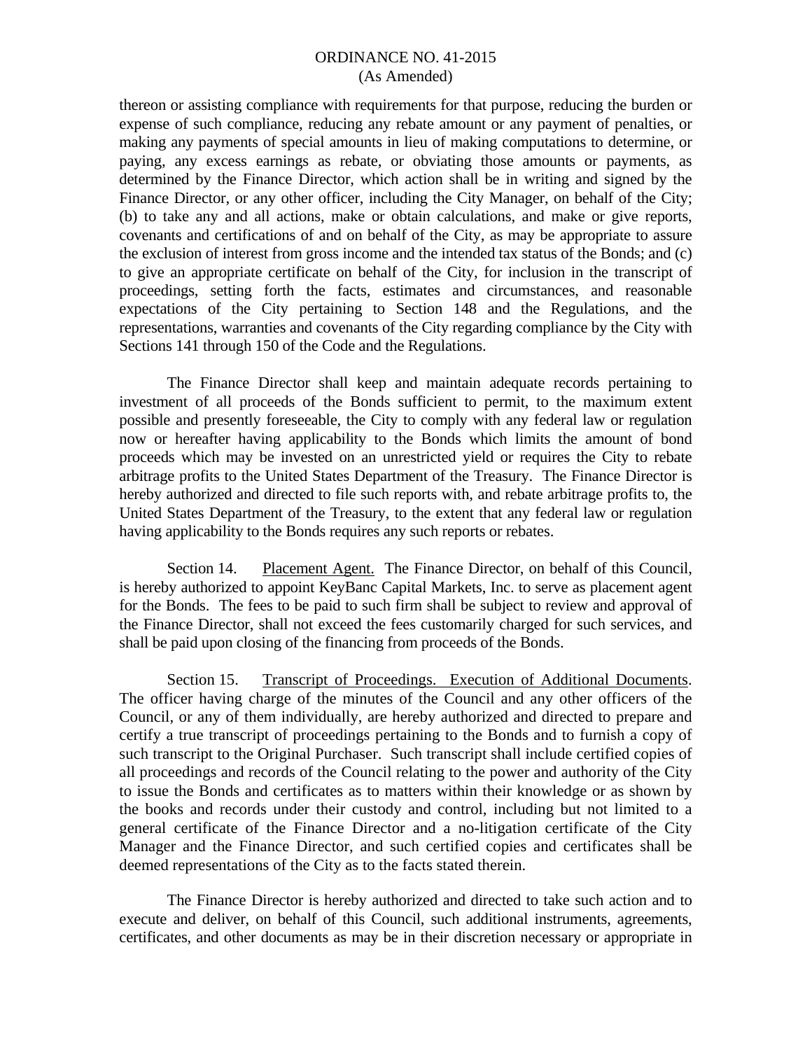thereon or assisting compliance with requirements for that purpose, reducing the burden or expense of such compliance, reducing any rebate amount or any payment of penalties, or making any payments of special amounts in lieu of making computations to determine, or paying, any excess earnings as rebate, or obviating those amounts or payments, as determined by the Finance Director, which action shall be in writing and signed by the Finance Director, or any other officer, including the City Manager, on behalf of the City; (b) to take any and all actions, make or obtain calculations, and make or give reports, covenants and certifications of and on behalf of the City, as may be appropriate to assure the exclusion of interest from gross income and the intended tax status of the Bonds; and (c) to give an appropriate certificate on behalf of the City, for inclusion in the transcript of proceedings, setting forth the facts, estimates and circumstances, and reasonable expectations of the City pertaining to Section 148 and the Regulations, and the representations, warranties and covenants of the City regarding compliance by the City with Sections 141 through 150 of the Code and the Regulations.

The Finance Director shall keep and maintain adequate records pertaining to investment of all proceeds of the Bonds sufficient to permit, to the maximum extent possible and presently foreseeable, the City to comply with any federal law or regulation now or hereafter having applicability to the Bonds which limits the amount of bond proceeds which may be invested on an unrestricted yield or requires the City to rebate arbitrage profits to the United States Department of the Treasury. The Finance Director is hereby authorized and directed to file such reports with, and rebate arbitrage profits to, the United States Department of the Treasury, to the extent that any federal law or regulation having applicability to the Bonds requires any such reports or rebates.

Section 14. Placement Agent. The Finance Director, on behalf of this Council, is hereby authorized to appoint KeyBanc Capital Markets, Inc. to serve as placement agent for the Bonds. The fees to be paid to such firm shall be subject to review and approval of the Finance Director, shall not exceed the fees customarily charged for such services, and shall be paid upon closing of the financing from proceeds of the Bonds.

Section 15. Transcript of Proceedings. Execution of Additional Documents. The officer having charge of the minutes of the Council and any other officers of the Council, or any of them individually, are hereby authorized and directed to prepare and certify a true transcript of proceedings pertaining to the Bonds and to furnish a copy of such transcript to the Original Purchaser. Such transcript shall include certified copies of all proceedings and records of the Council relating to the power and authority of the City to issue the Bonds and certificates as to matters within their knowledge or as shown by the books and records under their custody and control, including but not limited to a general certificate of the Finance Director and a no-litigation certificate of the City Manager and the Finance Director, and such certified copies and certificates shall be deemed representations of the City as to the facts stated therein.

The Finance Director is hereby authorized and directed to take such action and to execute and deliver, on behalf of this Council, such additional instruments, agreements, certificates, and other documents as may be in their discretion necessary or appropriate in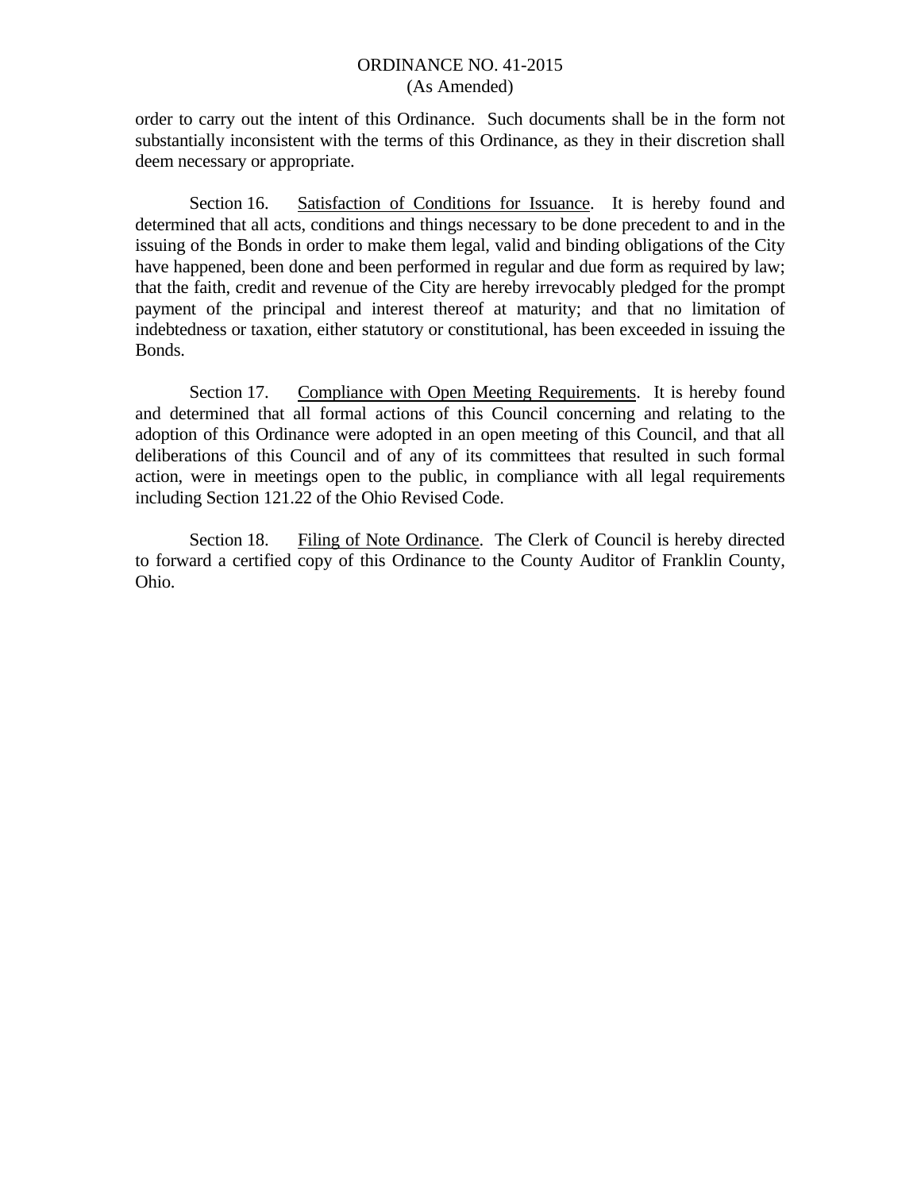order to carry out the intent of this Ordinance. Such documents shall be in the form not substantially inconsistent with the terms of this Ordinance, as they in their discretion shall deem necessary or appropriate.

Section 16. Satisfaction of Conditions for Issuance. It is hereby found and determined that all acts, conditions and things necessary to be done precedent to and in the issuing of the Bonds in order to make them legal, valid and binding obligations of the City have happened, been done and been performed in regular and due form as required by law; that the faith, credit and revenue of the City are hereby irrevocably pledged for the prompt payment of the principal and interest thereof at maturity; and that no limitation of indebtedness or taxation, either statutory or constitutional, has been exceeded in issuing the Bonds.

Section 17. Compliance with Open Meeting Requirements. It is hereby found and determined that all formal actions of this Council concerning and relating to the adoption of this Ordinance were adopted in an open meeting of this Council, and that all deliberations of this Council and of any of its committees that resulted in such formal action, were in meetings open to the public, in compliance with all legal requirements including Section 121.22 of the Ohio Revised Code.

Section 18. Filing of Note Ordinance. The Clerk of Council is hereby directed to forward a certified copy of this Ordinance to the County Auditor of Franklin County, Ohio.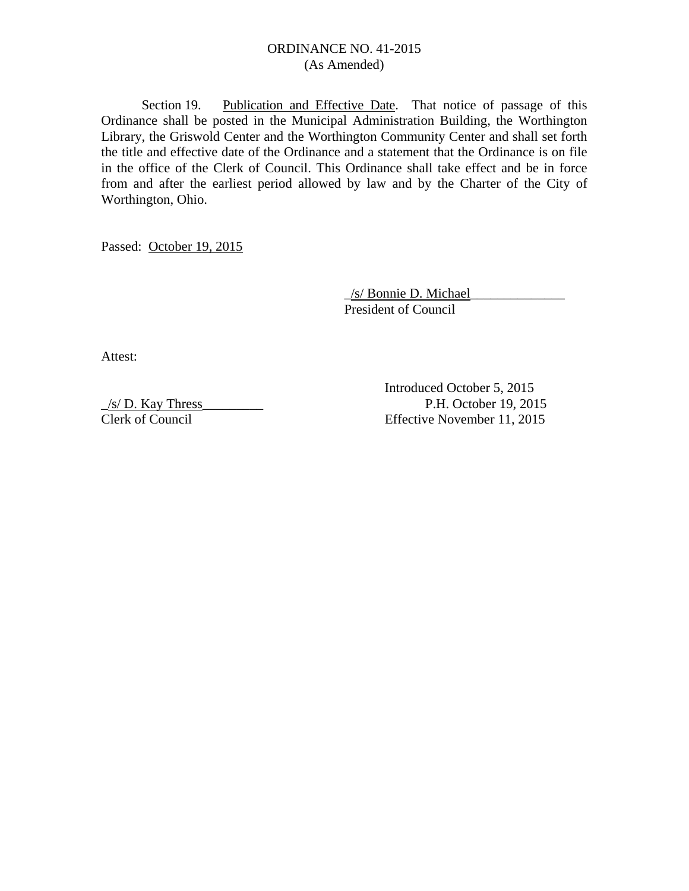ORDINANCE NO. 41-2015
(As Amended)

Section 19. Publication and Effective Date. That notice of passage of this Ordinance shall be posted in the Municipal Administration Building, the Worthington Library, the Griswold Center and the Worthington Community Center and shall set forth the title and effective date of the Ordinance and a statement that the Ordinance is on file in the office of the Clerk of Council. This Ordinance shall take effect and be in force from and after the earliest period allowed by law and by the Charter of the City of Worthington, Ohio.

Passed: October 19, 2015

_/s/ Bonnie D. Michael______________
President of Council

Attest:

_/s/ D. Kay Thress_________
Clerk of Council

Introduced October 5, 2015
P.H. October 19, 2015
Effective November 11, 2015